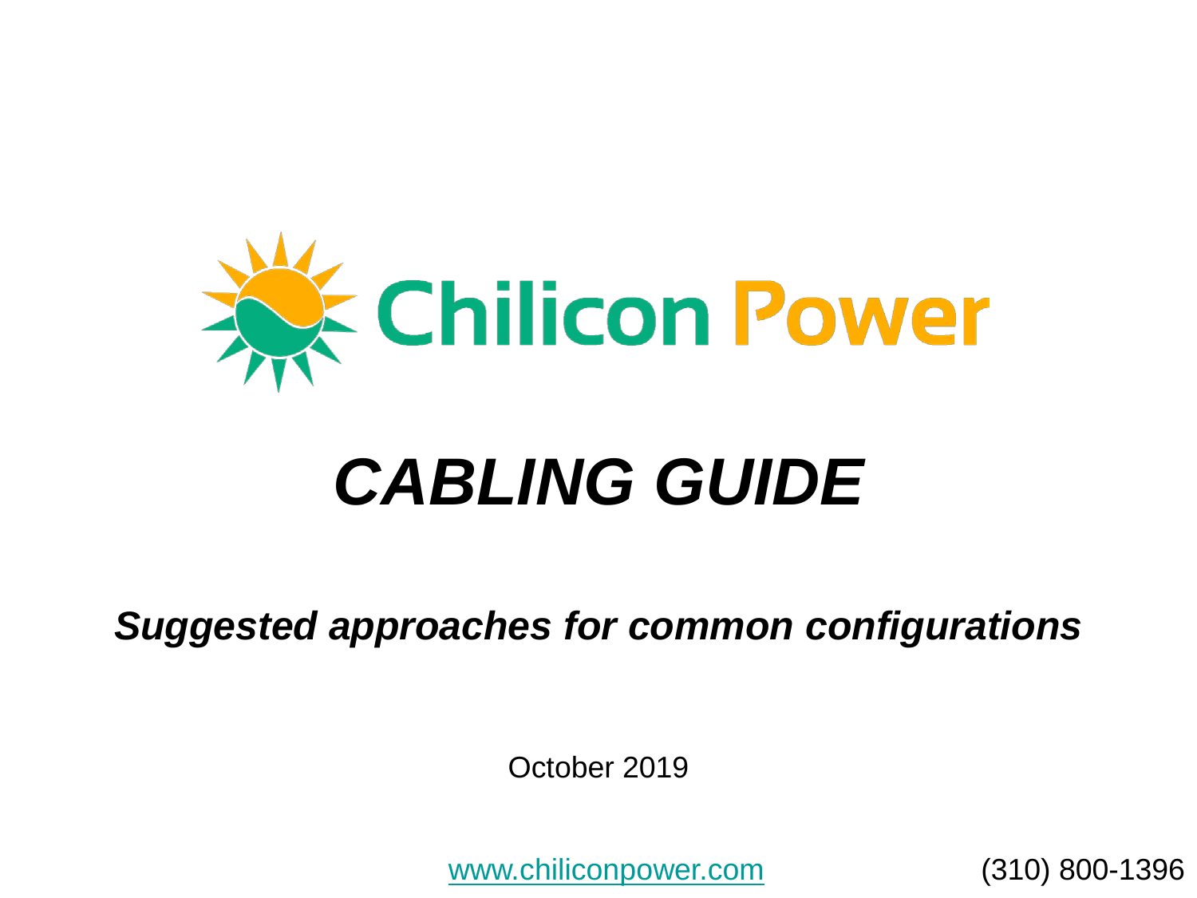Chilicon Power

# *CABLING GUIDE*

## ***Suggested approaches for common configurations***

October 2019

[www.chiliconpower.com](http://www.chiliconpower.com) (310) 800-1396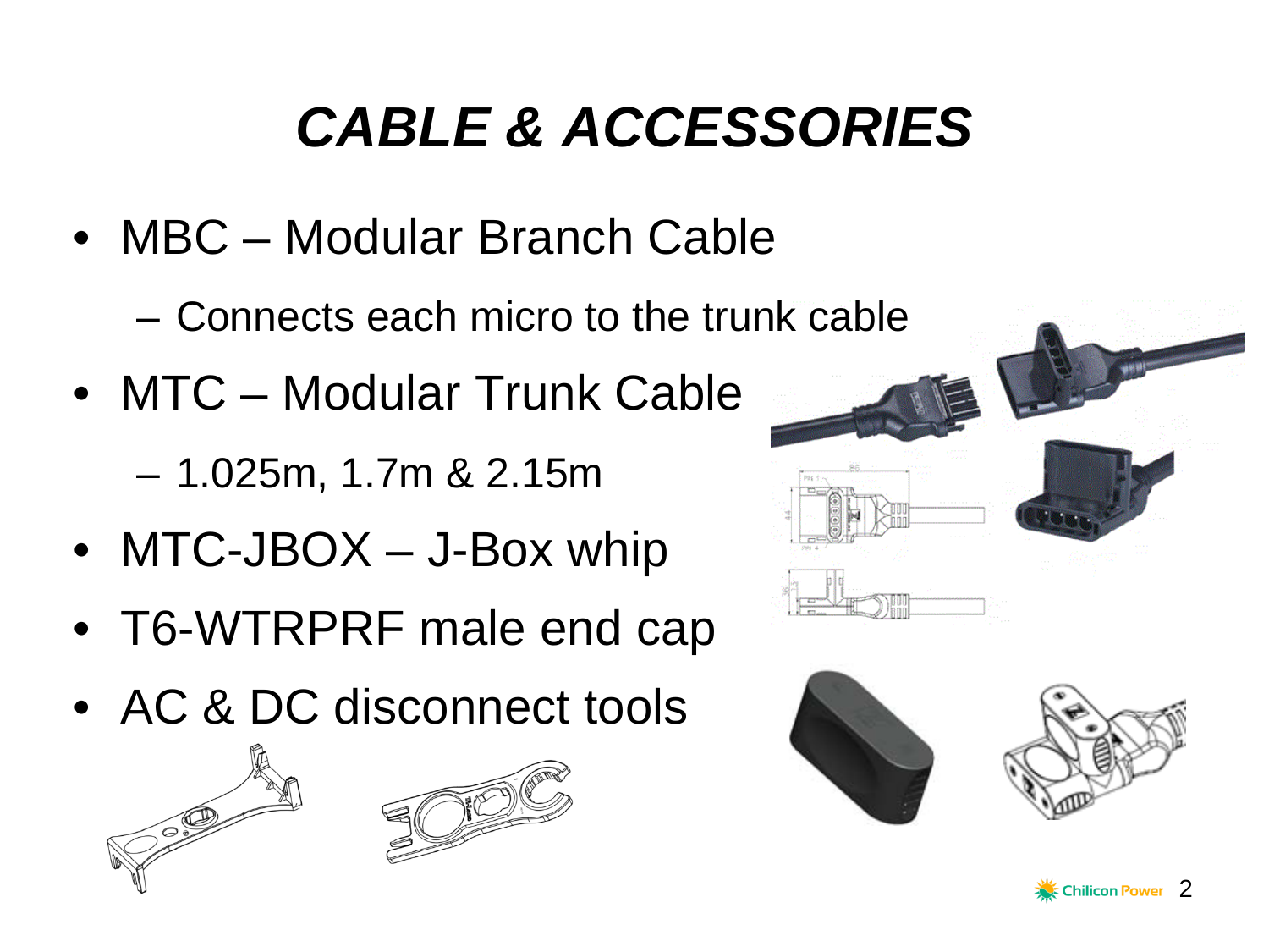# *CABLE & ACCESSORIES*

- MBC – Modular Branch Cable
  - Connects each micro to the trunk cable
- MTC – Modular Trunk Cable
  - 1.025m, 1.7m & 2.15m
- MTC-JBOX – J-Box whip
- T6-WTRPRF male end cap
- AC & DC disconnect tools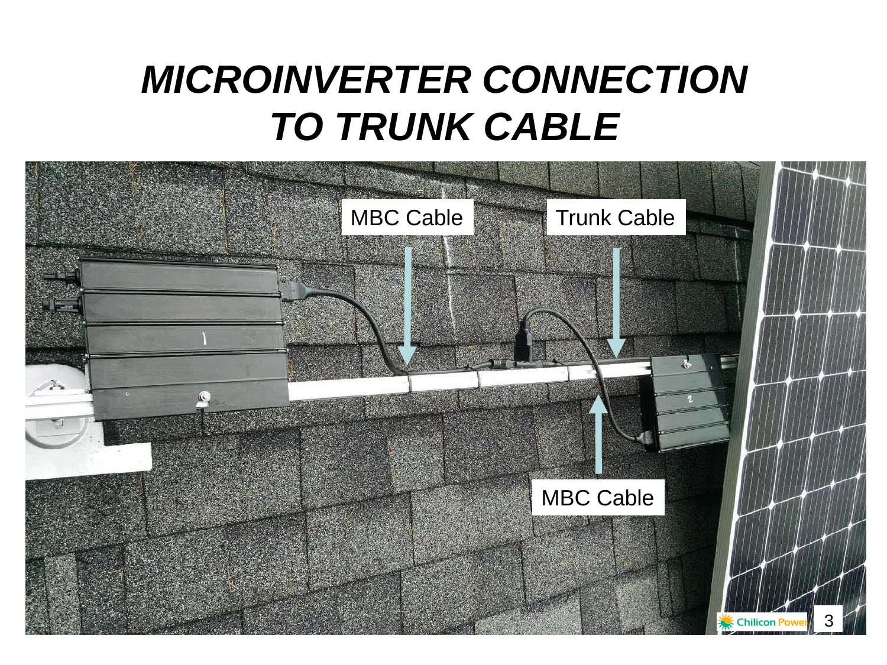# *MICROINVERTER CONNECTION TO TRUNK CABLE*

MBC Cable

Trunk Cable

MBC Cable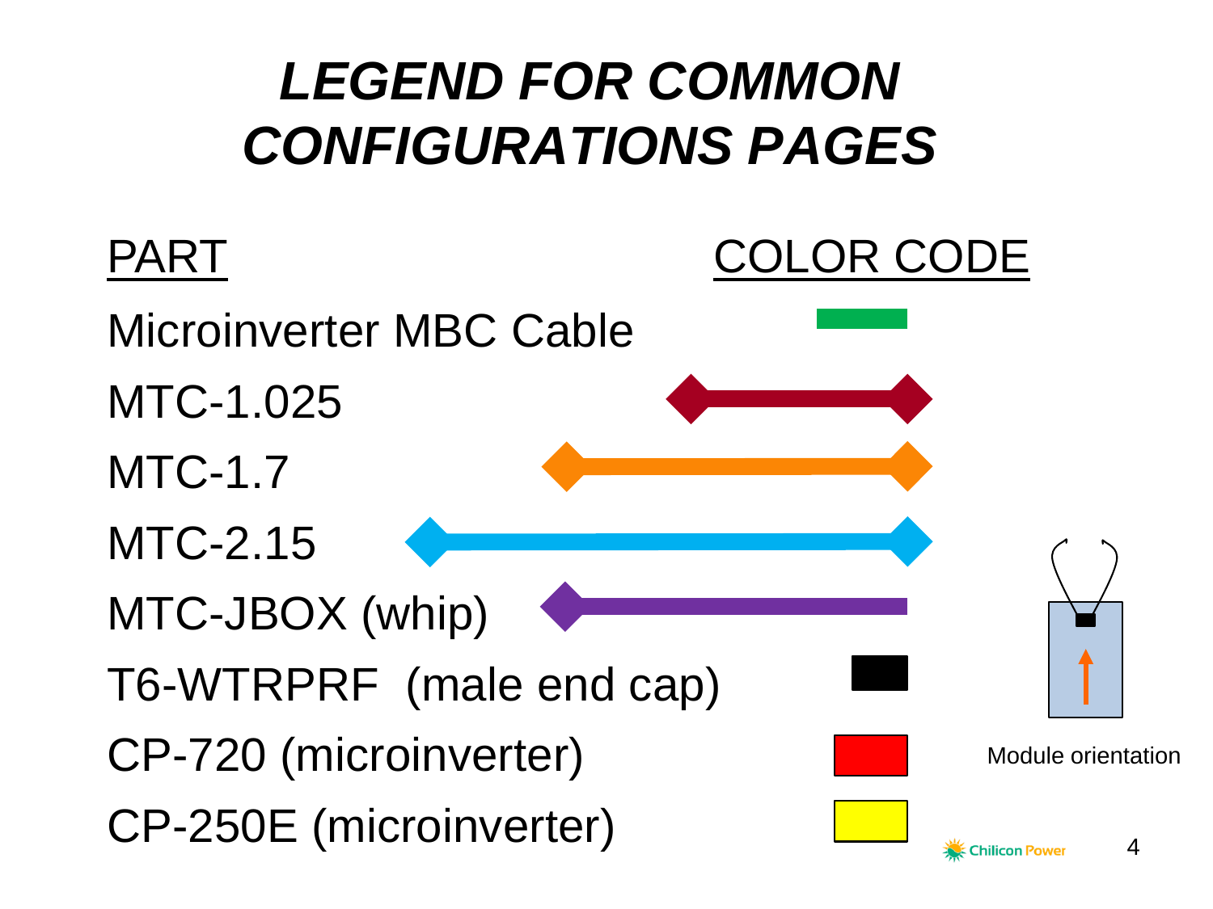# *LEGEND FOR COMMON CONFIGURATIONS PAGES*

| PART | COLOR CODE |
|---|---|
| Microinverter MBC Cable | |
| MTC-1.025 | |
| MTC-1.7 | |
| MTC-2.15 | |
| MTC-JBOX (whip) | |
| T6-WTRPRF (male end cap) | |
| CP-720 (microinverter) | |
| CP-250E (microinverter) | |

Module orientation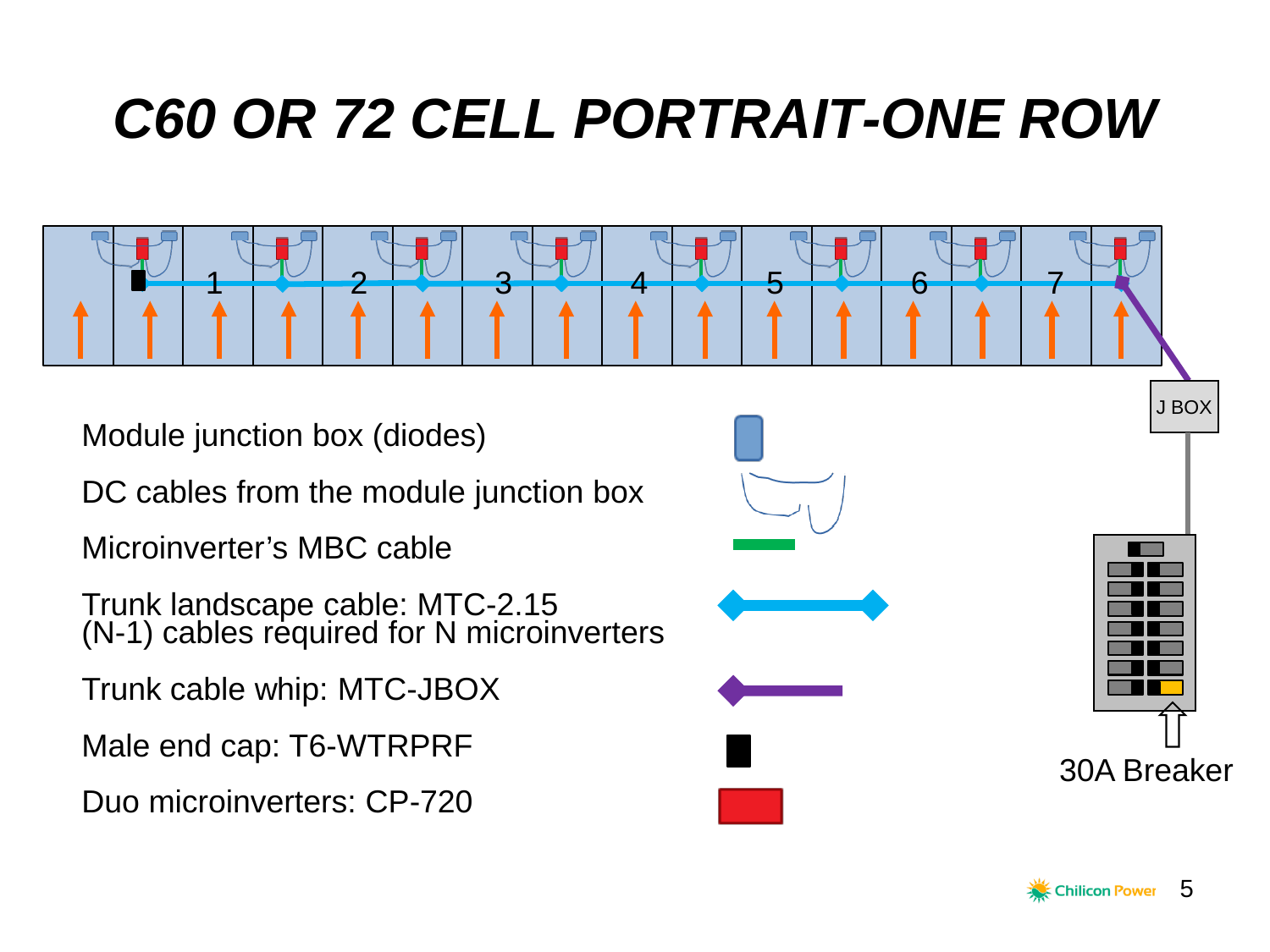# C60 OR 72 CELL PORTRAIT-ONE ROW

1 2 3 4 5 6 7

J BOX

Module junction box (diodes)

DC cables from the module junction box

Microinverter’s MBC cable

Trunk landscape cable: MTC-2.15
(N-1) cables required for N microinverters

Trunk cable whip: MTC-JBOX

Male end cap: T6-WTRPRF

Duo microinverters: CP-720

30A Breaker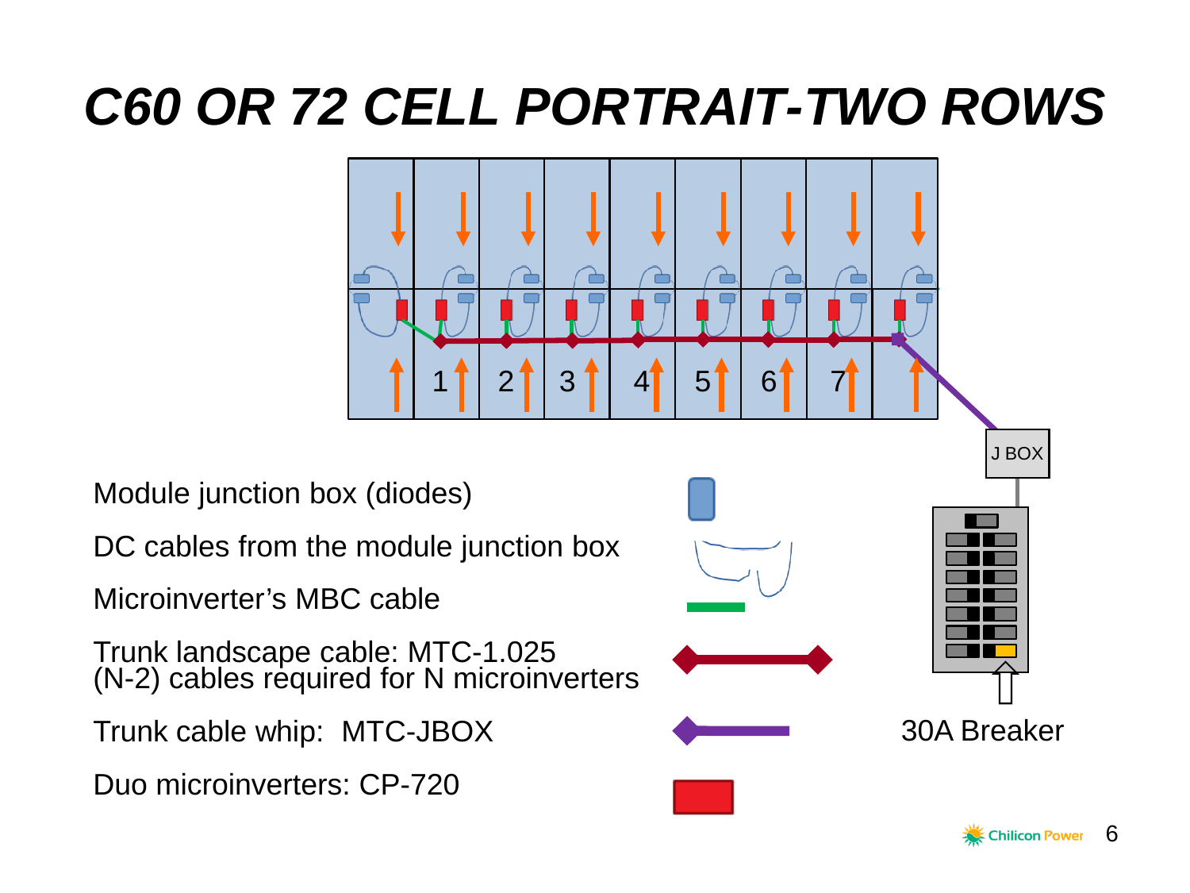# C60 OR 72 CELL PORTRAIT-TWO ROWS

1 2 3 4 5 6 7

J BOX

Module junction box (diodes)

DC cables from the module junction box

Microinverter's MBC cable

Trunk landscape cable: MTC-1.025
(N-2) cables required for N microinverters

Trunk cable whip: MTC-JBOX

Duo microinverters: CP-720

30A Breaker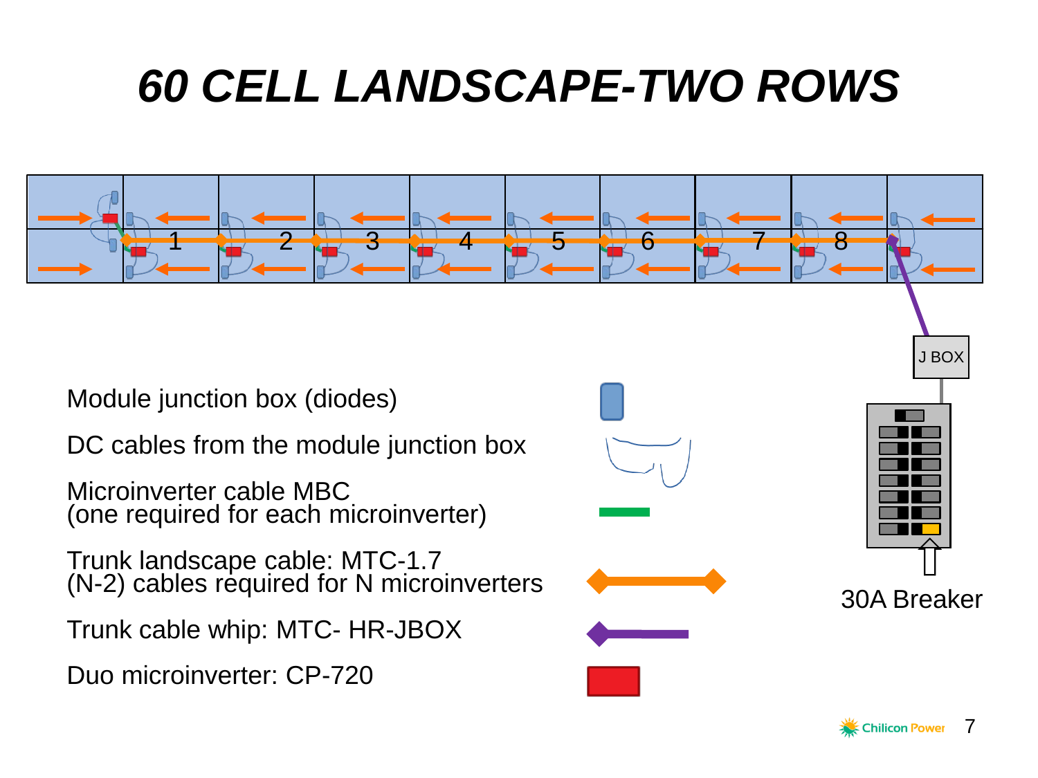# 60 CELL LANDSCAPE-TWO ROWS

1 2 3 4 5 6 7 8

J BOX

30A Breaker

Module junction box (diodes)

DC cables from the module junction box

Microinverter cable MBC
(one required for each microinverter)

Trunk landscape cable: MTC-1.7
(N-2) cables required for N microinverters

Trunk cable whip: MTC- HR-JBOX

Duo microinverter: CP-720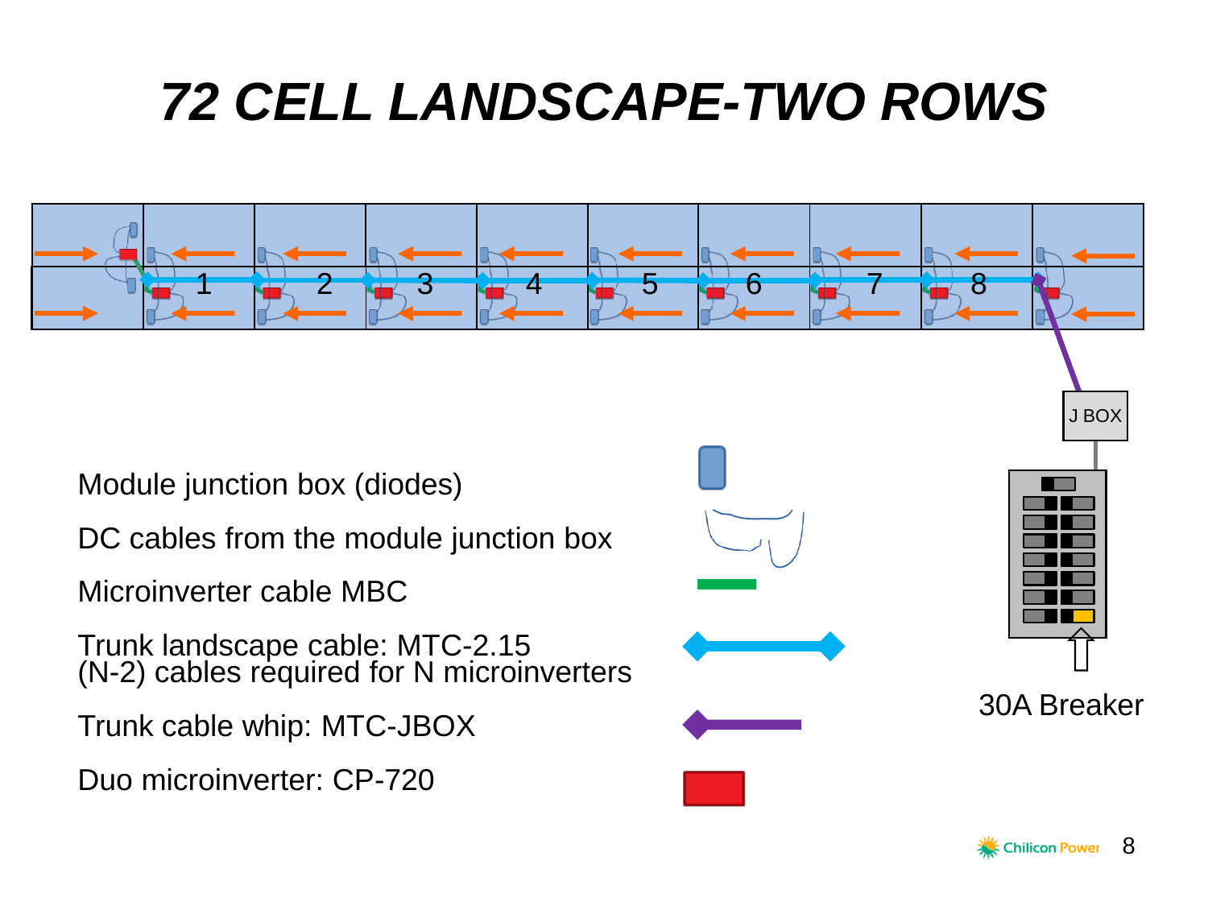# 72 CELL LANDSCAPE-TWO ROWS

1 2 3 4 5 6 7 8

J BOX

Module junction box (diodes)

DC cables from the module junction box

Microinverter cable MBC

Trunk landscape cable: MTC-2.15
(N-2) cables required for N microinverters

Trunk cable whip: MTC-JBOX

Duo microinverter: CP-720

30A Breaker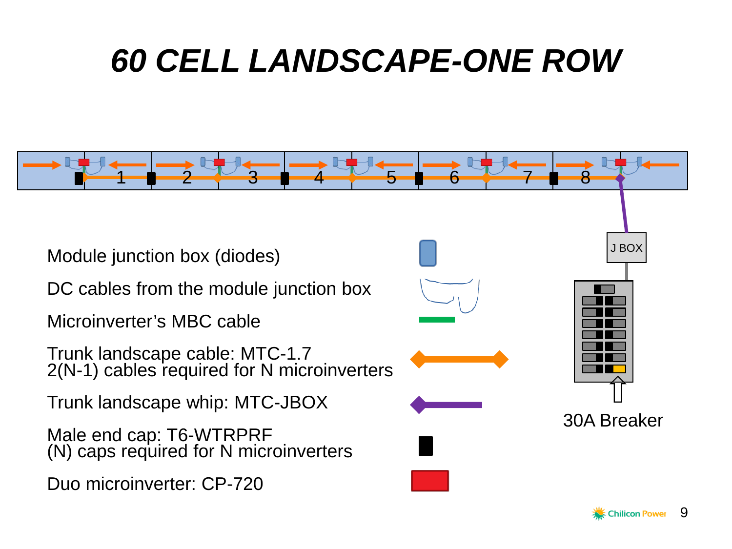# 60 CELL LANDSCAPE-ONE ROW

1 2 3 4 5 6 7 8

J BOX

30A Breaker

Module junction box (diodes)

DC cables from the module junction box

Microinverter's MBC cable

Trunk landscape cable: MTC-1.7
2(N-1) cables required for N microinverters

Trunk landscape whip: MTC-JBOX

Male end cap: T6-WTRPRF
(N) caps required for N microinverters

Duo microinverter: CP-720

Chilicon Power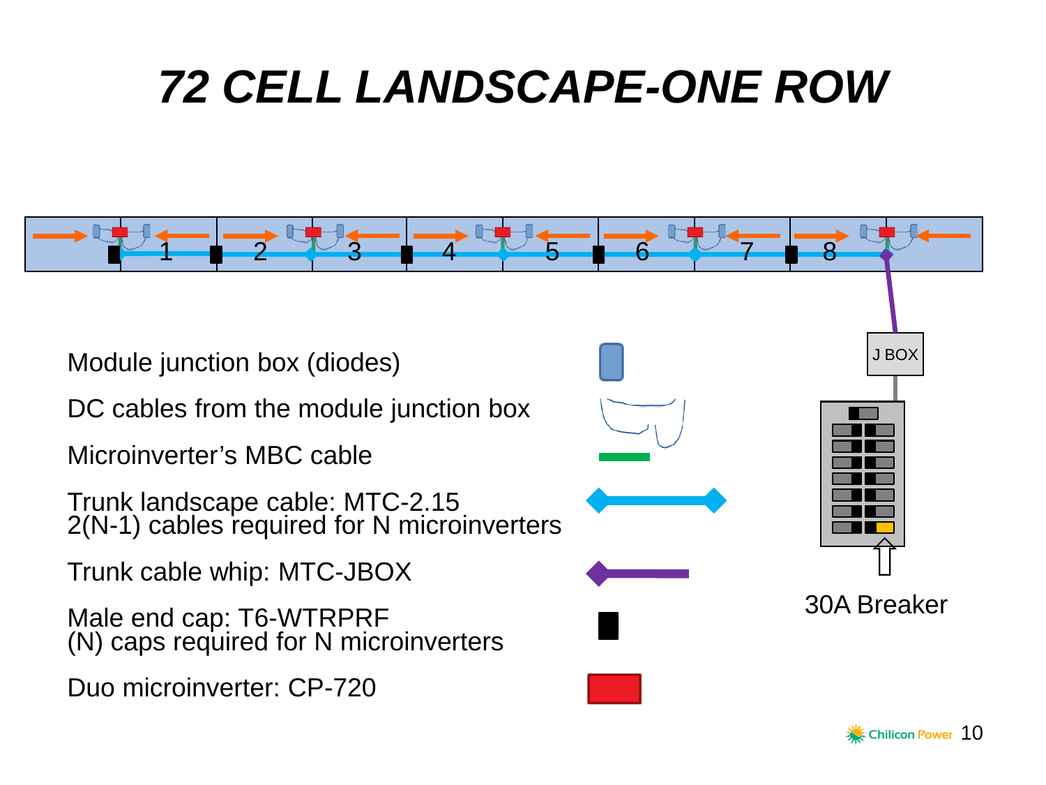# 72 CELL LANDSCAPE-ONE ROW

1 2 3 4 5 6 7 8

J BOX

Module junction box (diodes)

DC cables from the module junction box

Microinverter's MBC cable

Trunk landscape cable: MTC-2.15
2(N-1) cables required for N microinverters

Trunk cable whip: MTC-JBOX

Male end cap: T6-WTRPRF
(N) caps required for N microinverters

Duo microinverter: CP-720

30A Breaker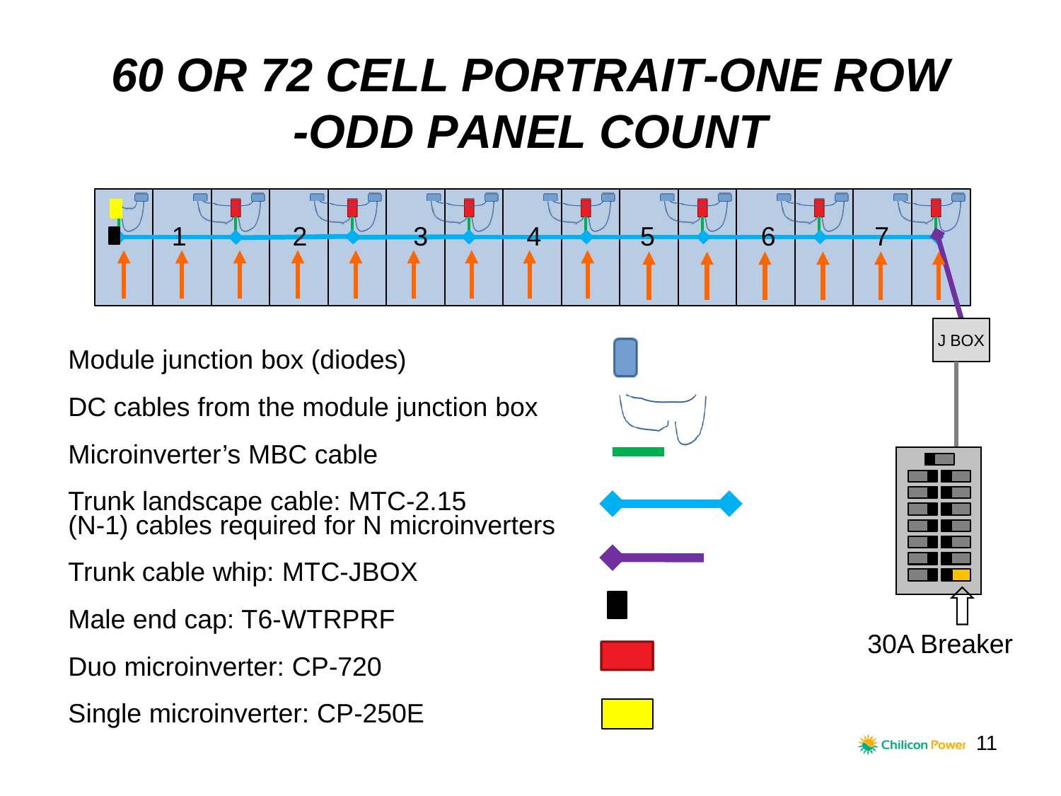# 60 OR 72 CELL PORTRAIT-ONE ROW -ODD PANEL COUNT

1 2 3 4 5 6 7

J BOX

Module junction box (diodes)

DC cables from the module junction box

Microinverter's MBC cable

Trunk landscape cable: MTC-2.15
(N-1) cables required for N microinverters

Trunk cable whip: MTC-JBOX

Male end cap: T6-WTRPRF

Duo microinverter: CP-720

Single microinverter: CP-250E

30A Breaker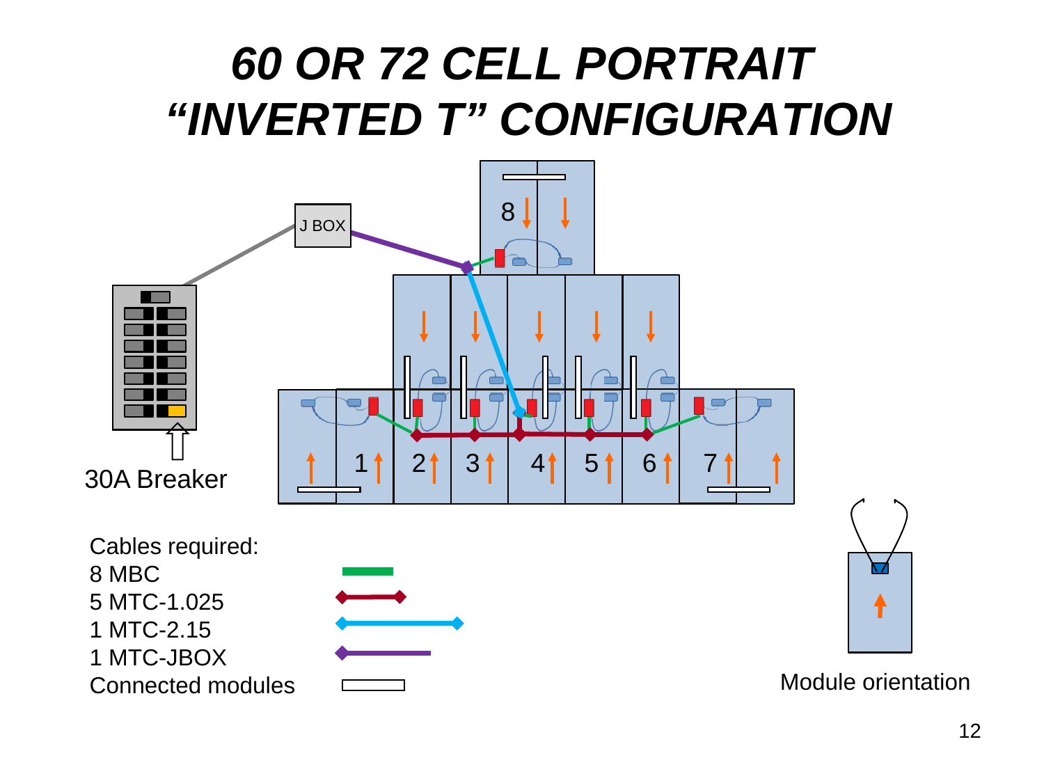# *60 OR 72 CELL PORTRAIT “INVERTED T” CONFIGURATION*

J BOX

30A Breaker

8

1 2 3 4 5 6 7

Cables required:

- 8 MBC
- 5 MTC-1.025
- 1 MTC-2.15
- 1 MTC-JBOX
- Connected modules

Module orientation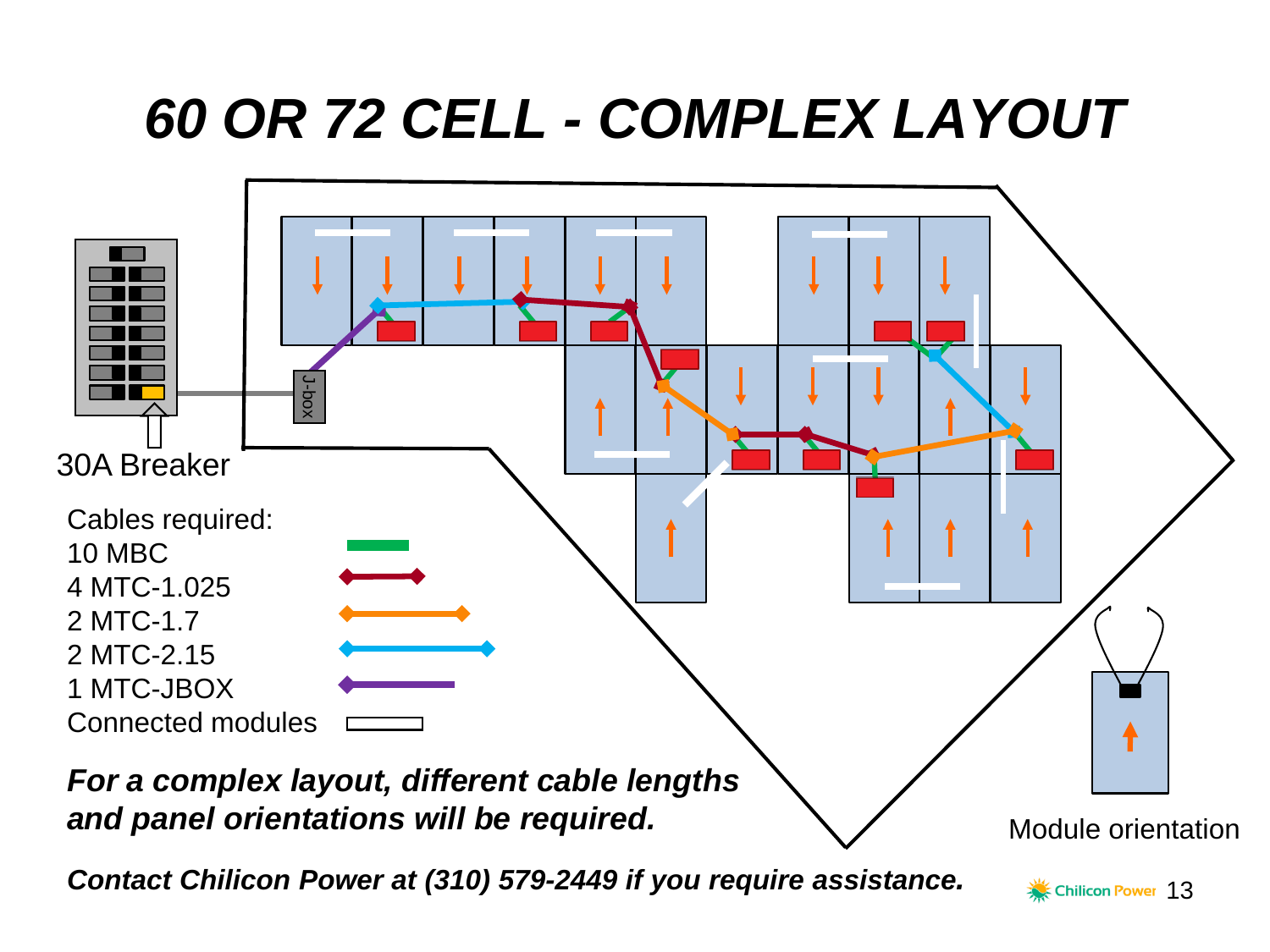# 60 OR 72 CELL - COMPLEX LAYOUT

J-box

30A Breaker

Cables required:

10 MBC

4 MTC-1.025

2 MTC-1.7

2 MTC-2.15

1 MTC-JBOX

Connected modules

Module orientation

***For a complex layout, different cable lengths and panel orientations will be required.***

***Contact Chilicon Power at (310) 579-2449 if you require assistance.***